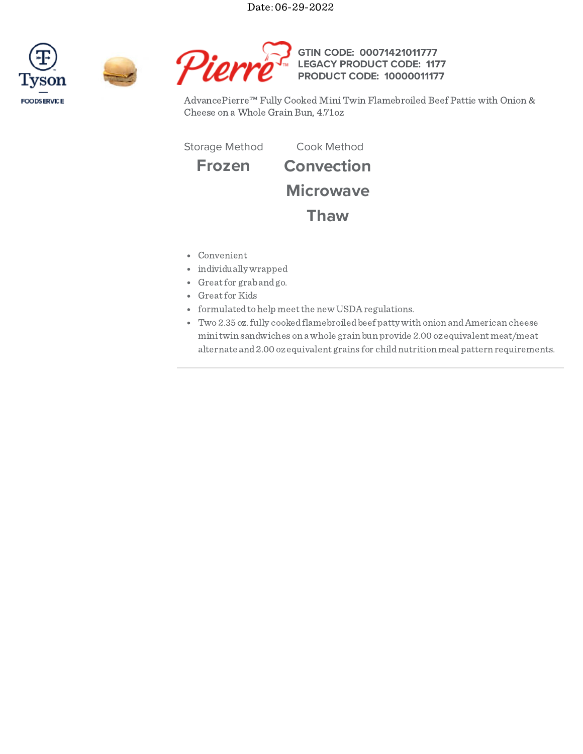Date: 06-29-2022

Tyson FOODSERVICE

Pierre™

**GTIN CODE: 00071421011777**
**LEGACY PRODUCT CODE: 1177**
**PRODUCT CODE: 10000011177**

AdvancePierre™ Fully Cooked Mini Twin Flamebroiled Beef Pattie with Onion & Cheese on a Whole Grain Bun, 4.71oz

| Storage Method | Cook Method |
| --- | --- |
| **Frozen** | **Convection** |
| | **Microwave** |
| | **Thaw** |

- Convenient
- individually wrapped
- Great for grab and go.
- Great for Kids
- formulated to help meet the new USDA regulations.
- Two 2.35 oz. fully cooked flamebroiled beef patty with onion and American cheese mini twin sandwiches on a whole grain bun provide 2.00 oz equivalent meat/meat alternate and 2.00 oz equivalent grains for child nutrition meal pattern requirements.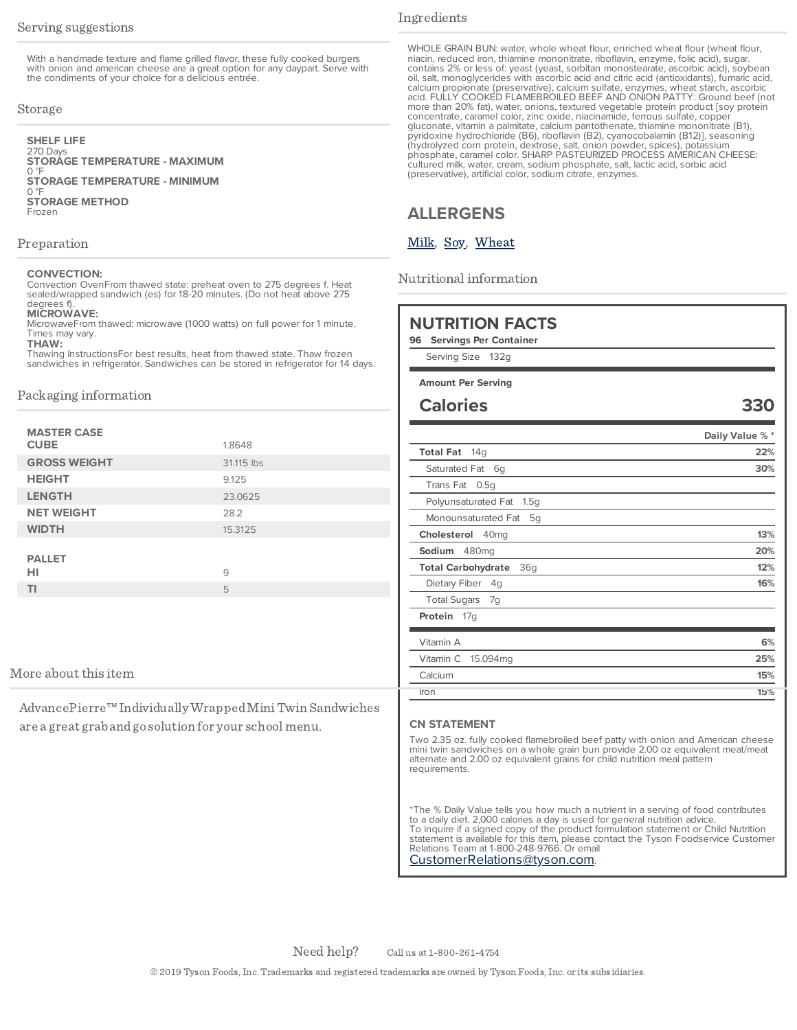## Serving suggestions

With a handmade texture and flame grilled flavor, these fully cooked burgers with onion and american cheese are a great option for any daypart. Serve with the condiments of your choice for a delicious entrée.

## Storage

**SHELF LIFE**
270 Days
**STORAGE TEMPERATURE - MAXIMUM**
0 °F
**STORAGE TEMPERATURE - MINIMUM**
0 °F
**STORAGE METHOD**
Frozen

## Preparation

**CONVECTION:**
Convection OvenFrom thawed state: preheat oven to 275 degrees f. Heat sealed/wrapped sandwich (es) for 18-20 minutes. (Do not heat above 275 degrees f).
**MICROWAVE:**
MicrowaveFrom thawed: microwave (1000 watts) on full power for 1 minute. Times may vary.
**THAW:**
Thawing InstructionsFor best results, heat from thawed state. Thaw frozen sandwiches in refrigerator. Sandwiches can be stored in refrigerator for 14 days.

## Packaging information

| | |
|---|---|
| **MASTER CASE** | |
| **CUBE** | 1.8648 |
| **GROSS WEIGHT** | 31.115 lbs |
| **HEIGHT** | 9.125 |
| **LENGTH** | 23.0625 |
| **NET WEIGHT** | 28.2 |
| **WIDTH** | 15.3125 |
| **PALLET** | |
| **HI** | 9 |
| **TI** | 5 |

## More about this item

AdvancePierre™ Individually Wrapped Mini Twin Sandwiches are a great grab and go solution for your school menu.

## Ingredients

WHOLE GRAIN BUN: water, whole wheat flour, enriched wheat flour (wheat flour, niacin, reduced iron, thiamine mononitrate, riboflavin, enzyme, folic acid), sugar. contains 2% or less of: yeast (yeast, sorbitan monostearate, ascorbic acid), soybean oil, salt, monoglycerides with ascorbic acid and citric acid (antioxidants), fumaric acid, calcium propionate (preservative), calcium sulfate, enzymes, wheat starch, ascorbic acid. FULLY COOKED FLAMEBROILED BEEF AND ONION PATTY: Ground beef (not more than 20% fat), water, onions, textured vegetable protein product [soy protein concentrate, caramel color, zinc oxide, niacinamide, ferrous sulfate, copper gluconate, vitamin a palmitate, calcium pantothenate, thiamine mononitrate (B1), pyridoxine hydrochloride (B6), riboflavin (B2), cyanocobalamin (B12)], seasoning (hydrolyzed corn protein, dextrose, salt, onion powder, spices), potassium phosphate, caramel color. SHARP PASTEURIZED PROCESS AMERICAN CHEESE: cultured milk, water, cream, sodium phosphate, salt, lactic acid, sorbic acid (preservative), artificial color, sodium citrate, enzymes.

## ALLERGENS

Milk, Soy, Wheat

## Nutritional information

### NUTRITION FACTS

**96 Servings Per Container**
Serving Size 132g

**Amount Per Serving**
**Calories 330**

| | Daily Value % * |
|---|---|
| **Total Fat** 14g | **22%** |
| Saturated Fat 6g | **30%** |
| Trans Fat 0.5g | |
| Polyunsaturated Fat 1.5g | |
| Monounsaturated Fat 5g | |
| **Cholesterol** 40mg | **13%** |
| **Sodium** 480mg | **20%** |
| **Total Carbohydrate** 36g | **12%** |
| Dietary Fiber 4g | **16%** |
| Total Sugars 7g | |
| **Protein** 17g | |
| Vitamin A | **6%** |
| Vitamin C 15.094mg | **25%** |
| Calcium | **15%** |
| Iron | **15%** |

### CN STATEMENT

Two 2.35 oz. fully cooked flamebroiled beef patty with onion and American cheese mini twin sandwiches on a whole grain bun provide 2.00 oz equivalent meat/meat alternate and 2.00 oz equivalent grains for child nutrition meal pattern requirements.

*The % Daily Value tells you how much a nutrient in a serving of food contributes to a daily diet. 2,000 calories a day is used for general nutrition advice.
To inquire if a signed copy of the product formulation statement or Child Nutrition statement is available for this item, please contact the Tyson Foodservice Customer Relations Team at 1-800-248-9766. Or email CustomerRelations@tyson.com.

Need help? Call us at 1-800-261-4754

© 2019 Tyson Foods, Inc. Trademarks and registered trademarks are owned by Tyson Foods, Inc. or its subsidiaries.